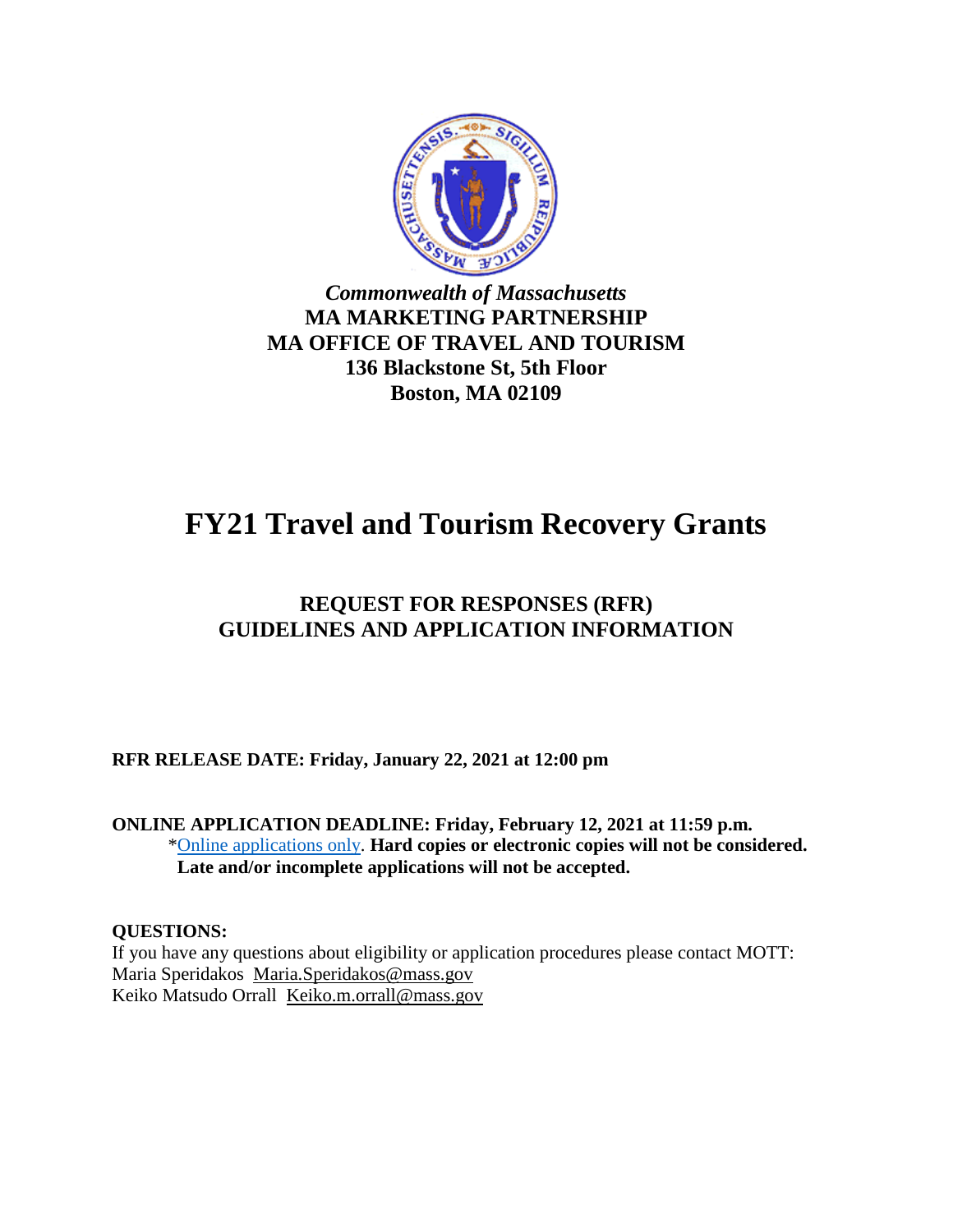*Commonwealth of Massachusetts*
**MA MARKETING PARTNERSHIP**
**MA OFFICE OF TRAVEL AND TOURISM**
**136 Blackstone St, 5th Floor**
**Boston, MA 02109**

# FY21 Travel and Tourism Recovery Grants

## REQUEST FOR RESPONSES (RFR)
## GUIDELINES AND APPLICATION INFORMATION

**RFR RELEASE DATE: Friday, January 22, 2021 at 12:00 pm**

**ONLINE APPLICATION DEADLINE: Friday, February 12, 2021 at 11:59 p.m.**
*Online applications only. **Hard copies or electronic copies will not be considered. Late and/or incomplete applications will not be accepted.**

**QUESTIONS:**
If you have any questions about eligibility or application procedures please contact MOTT:
Maria Speridakos Maria.Speridakos@mass.gov
Keiko Matsudo Orrall Keiko.m.orrall@mass.gov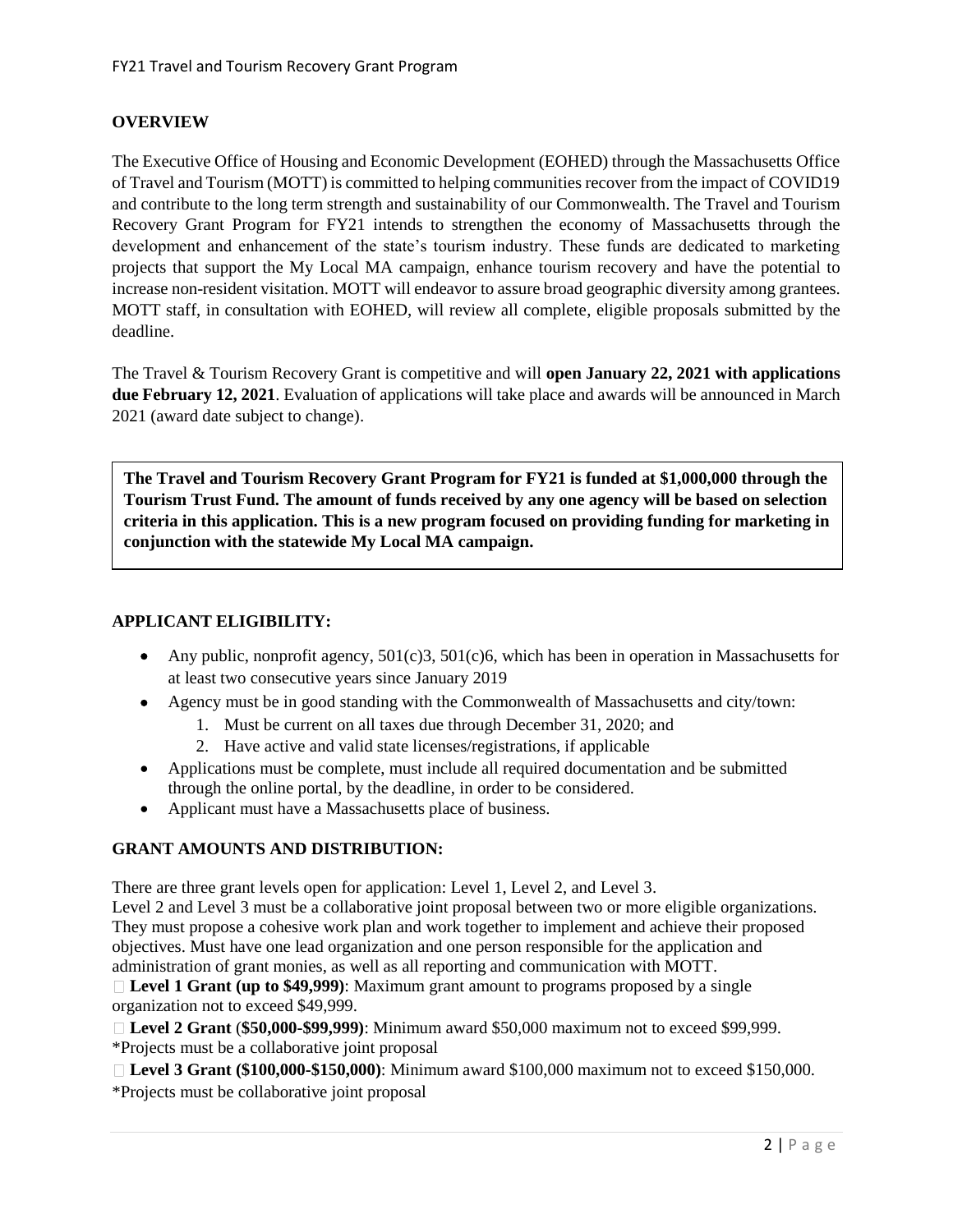## OVERVIEW

The Executive Office of Housing and Economic Development (EOHED) through the Massachusetts Office of Travel and Tourism (MOTT) is committed to helping communities recover from the impact of COVID19 and contribute to the long term strength and sustainability of our Commonwealth. The Travel and Tourism Recovery Grant Program for FY21 intends to strengthen the economy of Massachusetts through the development and enhancement of the state's tourism industry. These funds are dedicated to marketing projects that support the My Local MA campaign, enhance tourism recovery and have the potential to increase non-resident visitation. MOTT will endeavor to assure broad geographic diversity among grantees. MOTT staff, in consultation with EOHED, will review all complete, eligible proposals submitted by the deadline.

The Travel & Tourism Recovery Grant is competitive and will **open January 22, 2021 with applications due February 12, 2021**. Evaluation of applications will take place and awards will be announced in March 2021 (award date subject to change).

**The Travel and Tourism Recovery Grant Program for FY21 is funded at $1,000,000 through the Tourism Trust Fund. The amount of funds received by any one agency will be based on selection criteria in this application. This is a new program focused on providing funding for marketing in conjunction with the statewide My Local MA campaign.**

## APPLICANT ELIGIBILITY:

- Any public, nonprofit agency, 501(c)3, 501(c)6, which has been in operation in Massachusetts for at least two consecutive years since January 2019
- Agency must be in good standing with the Commonwealth of Massachusetts and city/town:
  1. Must be current on all taxes due through December 31, 2020; and
  2. Have active and valid state licenses/registrations, if applicable
- Applications must be complete, must include all required documentation and be submitted through the online portal, by the deadline, in order to be considered.
- Applicant must have a Massachusetts place of business.

## GRANT AMOUNTS AND DISTRIBUTION:

There are three grant levels open for application: Level 1, Level 2, and Level 3.
Level 2 and Level 3 must be a collaborative joint proposal between two or more eligible organizations. They must propose a cohesive work plan and work together to implement and achieve their proposed objectives. Must have one lead organization and one person responsible for the application and administration of grant monies, as well as all reporting and communication with MOTT.

- **Level 1 Grant (up to $49,999)**: Maximum grant amount to programs proposed by a single organization not to exceed $49,999.
- **Level 2 Grant** (**$50,000-$99,999)**: Minimum award $50,000 maximum not to exceed $99,999.
  *Projects must be a collaborative joint proposal
- **Level 3 Grant ($100,000-$150,000)**: Minimum award $100,000 maximum not to exceed $150,000.
  *Projects must be collaborative joint proposal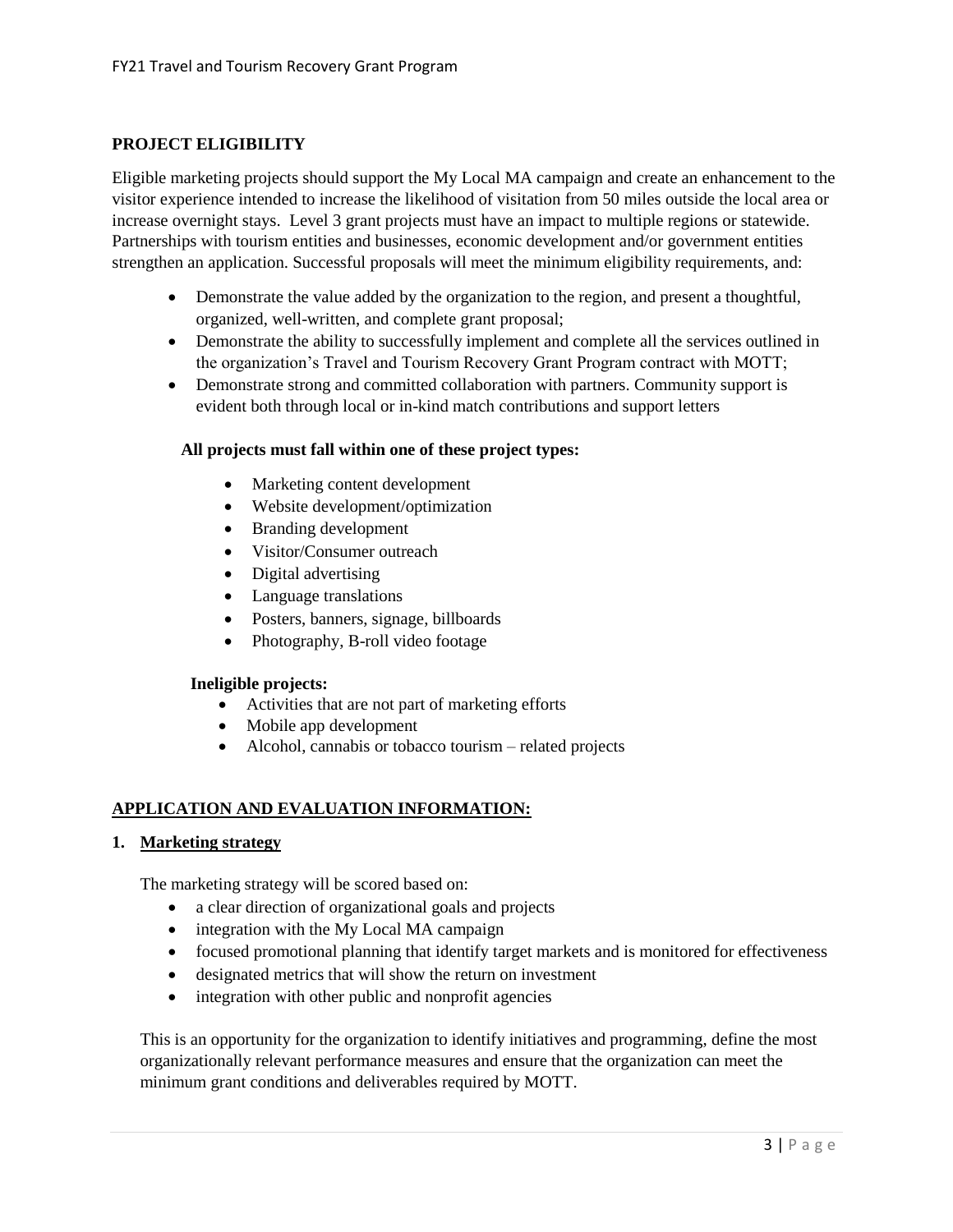## PROJECT ELIGIBILITY

Eligible marketing projects should support the My Local MA campaign and create an enhancement to the visitor experience intended to increase the likelihood of visitation from 50 miles outside the local area or increase overnight stays. Level 3 grant projects must have an impact to multiple regions or statewide. Partnerships with tourism entities and businesses, economic development and/or government entities strengthen an application. Successful proposals will meet the minimum eligibility requirements, and:

- Demonstrate the value added by the organization to the region, and present a thoughtful, organized, well-written, and complete grant proposal;
- Demonstrate the ability to successfully implement and complete all the services outlined in the organization's Travel and Tourism Recovery Grant Program contract with MOTT;
- Demonstrate strong and committed collaboration with partners. Community support is evident both through local or in-kind match contributions and support letters

**All projects must fall within one of these project types:**

- Marketing content development
- Website development/optimization
- Branding development
- Visitor/Consumer outreach
- Digital advertising
- Language translations
- Posters, banners, signage, billboards
- Photography, B-roll video footage

**Ineligible projects:**

- Activities that are not part of marketing efforts
- Mobile app development
- Alcohol, cannabis or tobacco tourism – related projects

## APPLICATION AND EVALUATION INFORMATION:

### 1. Marketing strategy

The marketing strategy will be scored based on:

- a clear direction of organizational goals and projects
- integration with the My Local MA campaign
- focused promotional planning that identify target markets and is monitored for effectiveness
- designated metrics that will show the return on investment
- integration with other public and nonprofit agencies

This is an opportunity for the organization to identify initiatives and programming, define the most organizationally relevant performance measures and ensure that the organization can meet the minimum grant conditions and deliverables required by MOTT.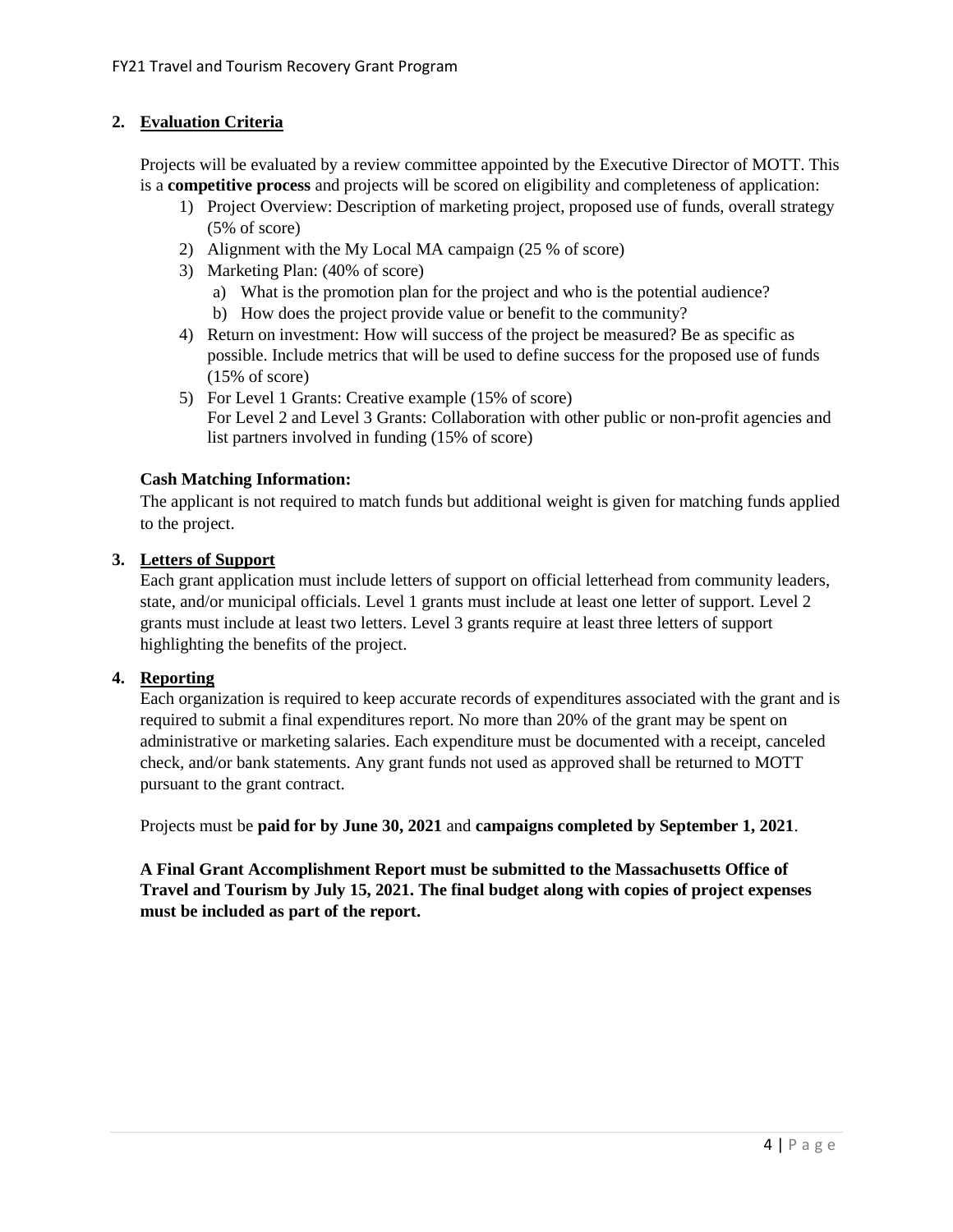## 2. Evaluation Criteria

Projects will be evaluated by a review committee appointed by the Executive Director of MOTT. This is a **competitive process** and projects will be scored on eligibility and completeness of application:

1) Project Overview: Description of marketing project, proposed use of funds, overall strategy (5% of score)
2) Alignment with the My Local MA campaign (25 % of score)
3) Marketing Plan: (40% of score)
   a) What is the promotion plan for the project and who is the potential audience?
   b) How does the project provide value or benefit to the community?
4) Return on investment: How will success of the project be measured? Be as specific as possible. Include metrics that will be used to define success for the proposed use of funds (15% of score)
5) For Level 1 Grants: Creative example (15% of score)
   For Level 2 and Level 3 Grants: Collaboration with other public or non-profit agencies and list partners involved in funding (15% of score)

**Cash Matching Information:**

The applicant is not required to match funds but additional weight is given for matching funds applied to the project.

## 3. Letters of Support

Each grant application must include letters of support on official letterhead from community leaders, state, and/or municipal officials. Level 1 grants must include at least one letter of support. Level 2 grants must include at least two letters. Level 3 grants require at least three letters of support highlighting the benefits of the project.

## 4. Reporting

Each organization is required to keep accurate records of expenditures associated with the grant and is required to submit a final expenditures report. No more than 20% of the grant may be spent on administrative or marketing salaries. Each expenditure must be documented with a receipt, canceled check, and/or bank statements. Any grant funds not used as approved shall be returned to MOTT pursuant to the grant contract.

Projects must be **paid for by June 30, 2021** and **campaigns completed by September 1, 2021**.

**A Final Grant Accomplishment Report must be submitted to the Massachusetts Office of Travel and Tourism by July 15, 2021. The final budget along with copies of project expenses must be included as part of the report.**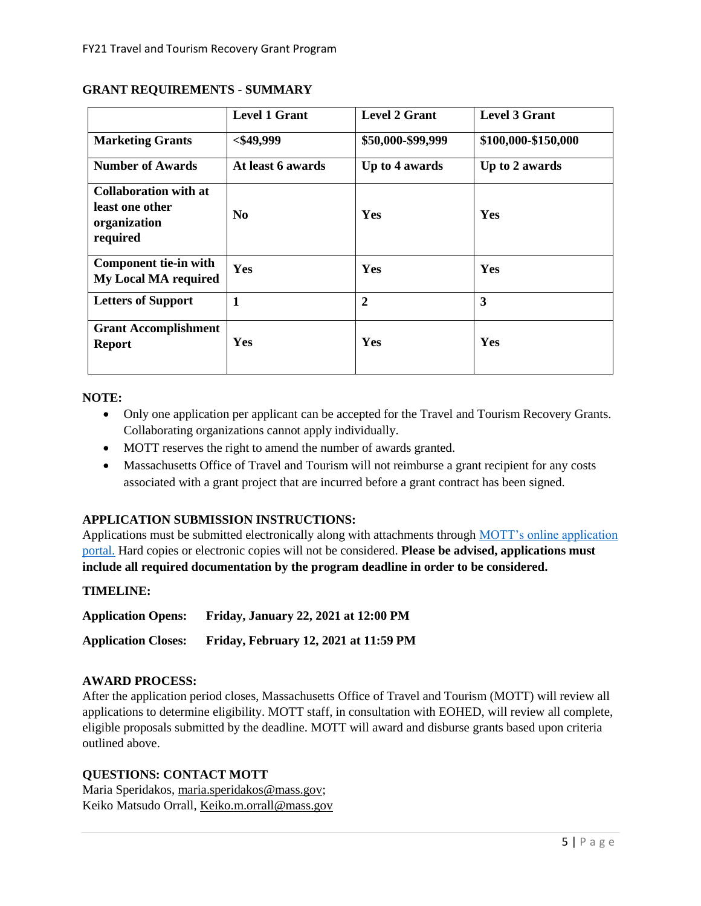## GRANT REQUIREMENTS - SUMMARY

| | Level 1 Grant | Level 2 Grant | Level 3 Grant |
|---|---|---|---|
| **Marketing Grants** | **<$49,999** | **$50,000-$99,999** | **$100,000-$150,000** |
| **Number of Awards** | **At least 6 awards** | **Up to 4 awards** | **Up to 2 awards** |
| **Collaboration with at least one other organization required** | **No** | **Yes** | **Yes** |
| **Component tie-in with My Local MA required** | **Yes** | **Yes** | **Yes** |
| **Letters of Support** | **1** | **2** | **3** |
| **Grant Accomplishment Report** | **Yes** | **Yes** | **Yes** |

**NOTE:**

- Only one application per applicant can be accepted for the Travel and Tourism Recovery Grants. Collaborating organizations cannot apply individually.
- MOTT reserves the right to amend the number of awards granted.
- Massachusetts Office of Travel and Tourism will not reimburse a grant recipient for any costs associated with a grant project that are incurred before a grant contract has been signed.

**APPLICATION SUBMISSION INSTRUCTIONS:**

Applications must be submitted electronically along with attachments through MOTT's online application portal. Hard copies or electronic copies will not be considered. **Please be advised, applications must include all required documentation by the program deadline in order to be considered.**

**TIMELINE:**

**Application Opens: Friday, January 22, 2021 at 12:00 PM**

**Application Closes: Friday, February 12, 2021 at 11:59 PM**

**AWARD PROCESS:**

After the application period closes, Massachusetts Office of Travel and Tourism (MOTT) will review all applications to determine eligibility. MOTT staff, in consultation with EOHED, will review all complete, eligible proposals submitted by the deadline. MOTT will award and disburse grants based upon criteria outlined above.

**QUESTIONS: CONTACT MOTT**

Maria Speridakos, maria.speridakos@mass.gov;
Keiko Matsudo Orrall, Keiko.m.orrall@mass.gov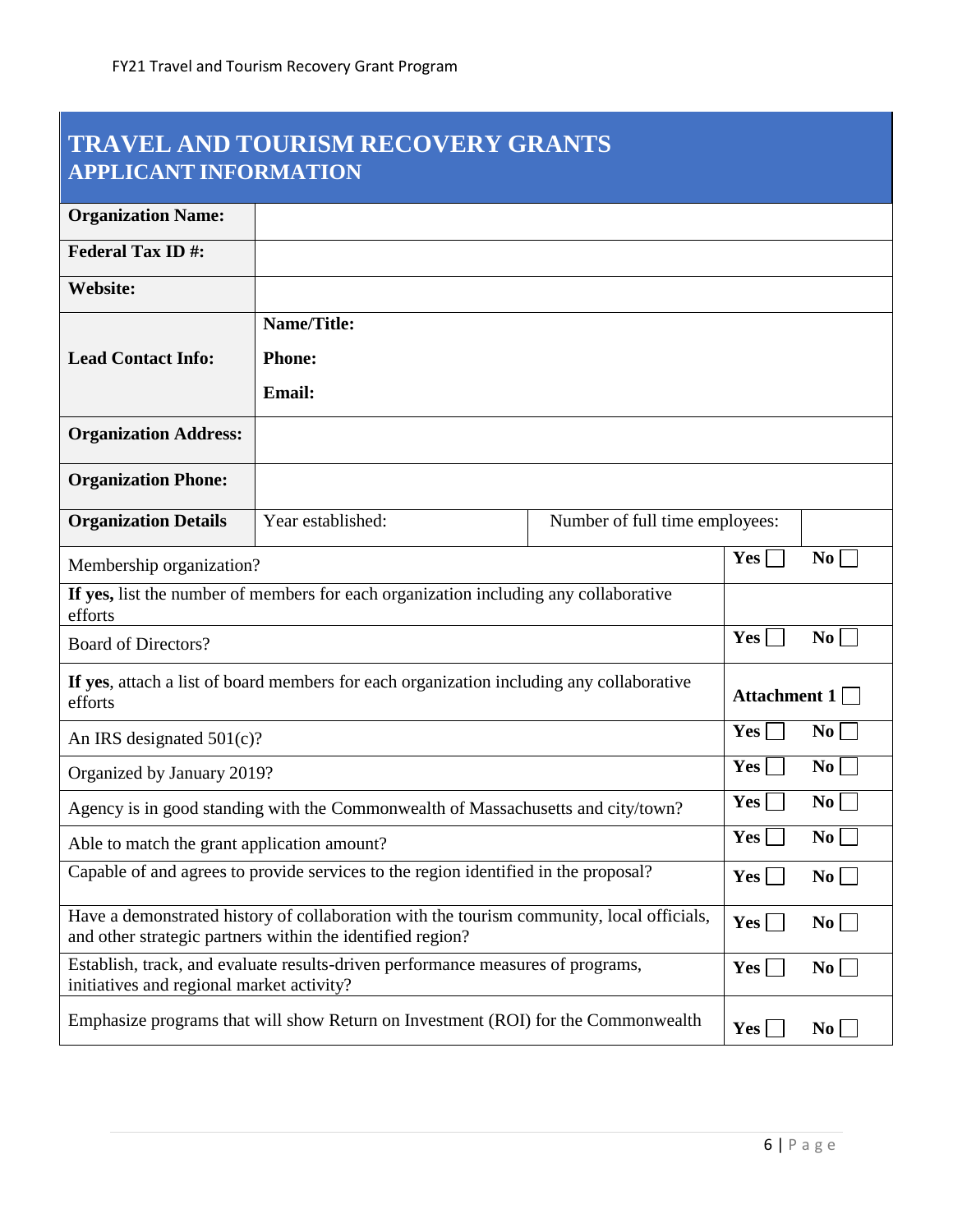# TRAVEL AND TOURISM RECOVERY GRANTS
## APPLICANT INFORMATION

| | | | |
|---|---|---|---|
| **Organization Name:** | | | |
| **Federal Tax ID #:** | | | |
| **Website:** | | | |
| **Lead Contact Info:** | **Name/Title:**<br>**Phone:**<br>**Email:** | | |
| **Organization Address:** | | | |
| **Organization Phone:** | | | |
| **Organization Details** | Year established: | Number of full time employees: | |

| | |
|---|---|
| Membership organization? | **Yes** ☐ **No** ☐ |
| **If yes,** list the number of members for each organization including any collaborative efforts | |
| Board of Directors? | **Yes** ☐ **No** ☐ |
| **If yes**, attach a list of board members for each organization including any collaborative efforts | **Attachment 1** ☐ |
| An IRS designated 501(c)? | **Yes** ☐ **No** ☐ |
| Organized by January 2019? | **Yes** ☐ **No** ☐ |
| Agency is in good standing with the Commonwealth of Massachusetts and city/town? | **Yes** ☐ **No** ☐ |
| Able to match the grant application amount? | **Yes** ☐ **No** ☐ |
| Capable of and agrees to provide services to the region identified in the proposal? | **Yes** ☐ **No** ☐ |
| Have a demonstrated history of collaboration with the tourism community, local officials, and other strategic partners within the identified region? | **Yes** ☐ **No** ☐ |
| Establish, track, and evaluate results-driven performance measures of programs, initiatives and regional market activity? | **Yes** ☐ **No** ☐ |
| Emphasize programs that will show Return on Investment (ROI) for the Commonwealth | **Yes** ☐ **No** ☐ |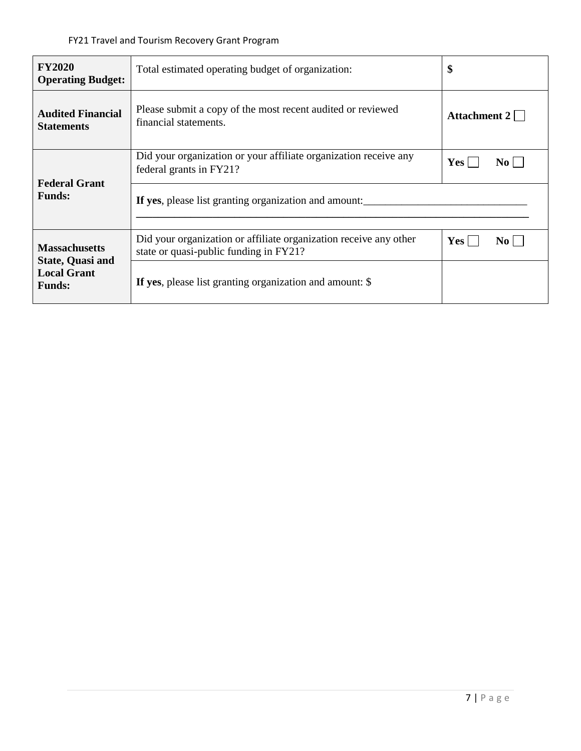| | | |
|---|---|---|
| **FY2020 Operating Budget:** | Total estimated operating budget of organization: | **$** |
| **Audited Financial Statements** | Please submit a copy of the most recent audited or reviewed financial statements. | **Attachment 2** ☐ |
| **Federal Grant Funds:** | Did your organization or your affiliate organization receive any federal grants in FY21? | **Yes** ☐ **No** ☐ |
| | **If yes**, please list granting organization and amount:_______________________________ | |
| **Massachusetts State, Quasi and Local Grant Funds:** | Did your organization or affiliate organization receive any other state or quasi-public funding in FY21? | **Yes** ☐ **No** ☐ |
| | **If yes**, please list granting organization and amount: $ | |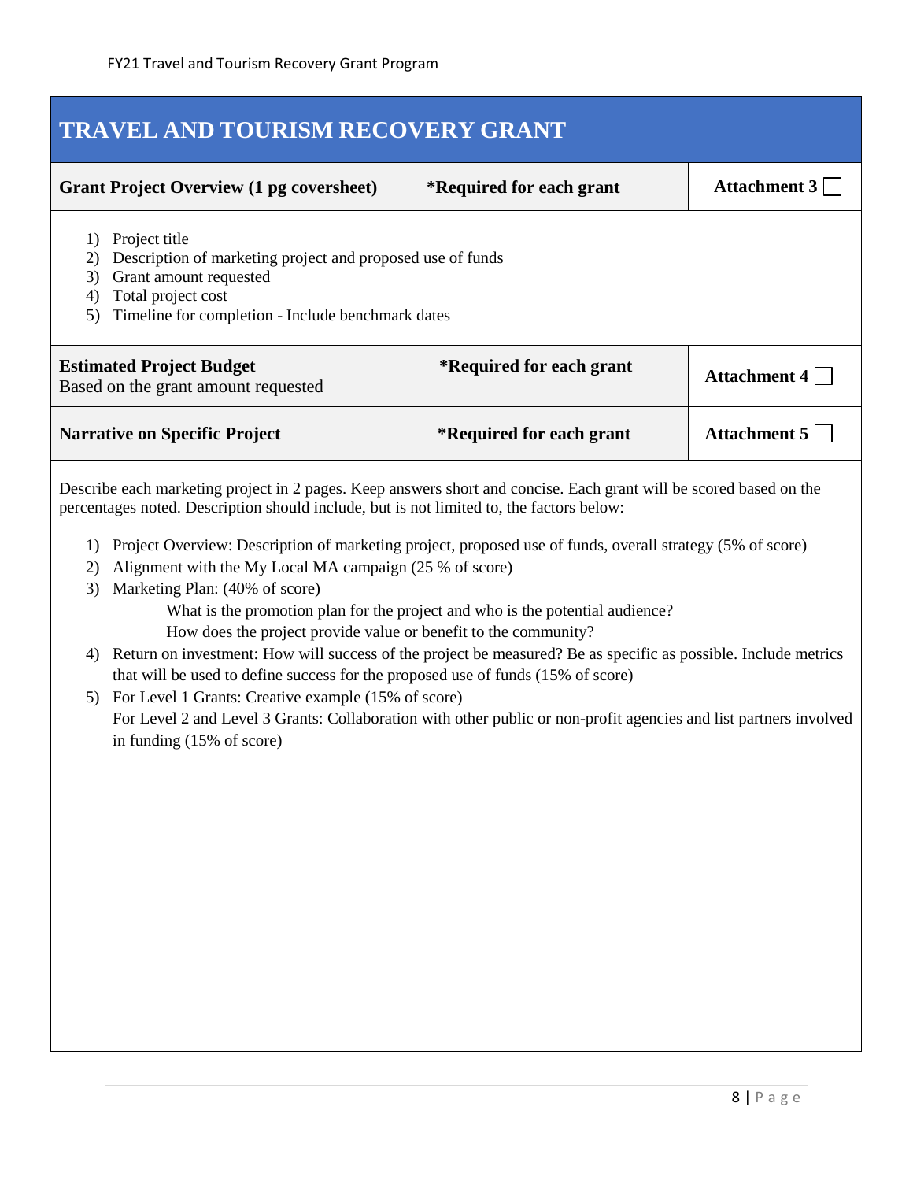# TRAVEL AND TOURISM RECOVERY GRANT

| **Grant Project Overview (1 pg coversheet)** | ***Required for each grant** | **Attachment 3** ☐ |
|---|---|---|

1) Project title
2) Description of marketing project and proposed use of funds
3) Grant amount requested
4) Total project cost
5) Timeline for completion - Include benchmark dates

| **Estimated Project Budget**<br>Based on the grant amount requested | ***Required for each grant** | **Attachment 4** ☐ |
|---|---|---|
| **Narrative on Specific Project** | ***Required for each grant** | **Attachment 5** ☐ |

Describe each marketing project in 2 pages. Keep answers short and concise. Each grant will be scored based on the percentages noted. Description should include, but is not limited to, the factors below:

1) Project Overview: Description of marketing project, proposed use of funds, overall strategy (5% of score)
2) Alignment with the My Local MA campaign (25 % of score)
3) Marketing Plan: (40% of score)
   - What is the promotion plan for the project and who is the potential audience?
   - How does the project provide value or benefit to the community?
4) Return on investment: How will success of the project be measured? Be as specific as possible. Include metrics that will be used to define success for the proposed use of funds (15% of score)
5) For Level 1 Grants: Creative example (15% of score)
   For Level 2 and Level 3 Grants: Collaboration with other public or non-profit agencies and list partners involved in funding (15% of score)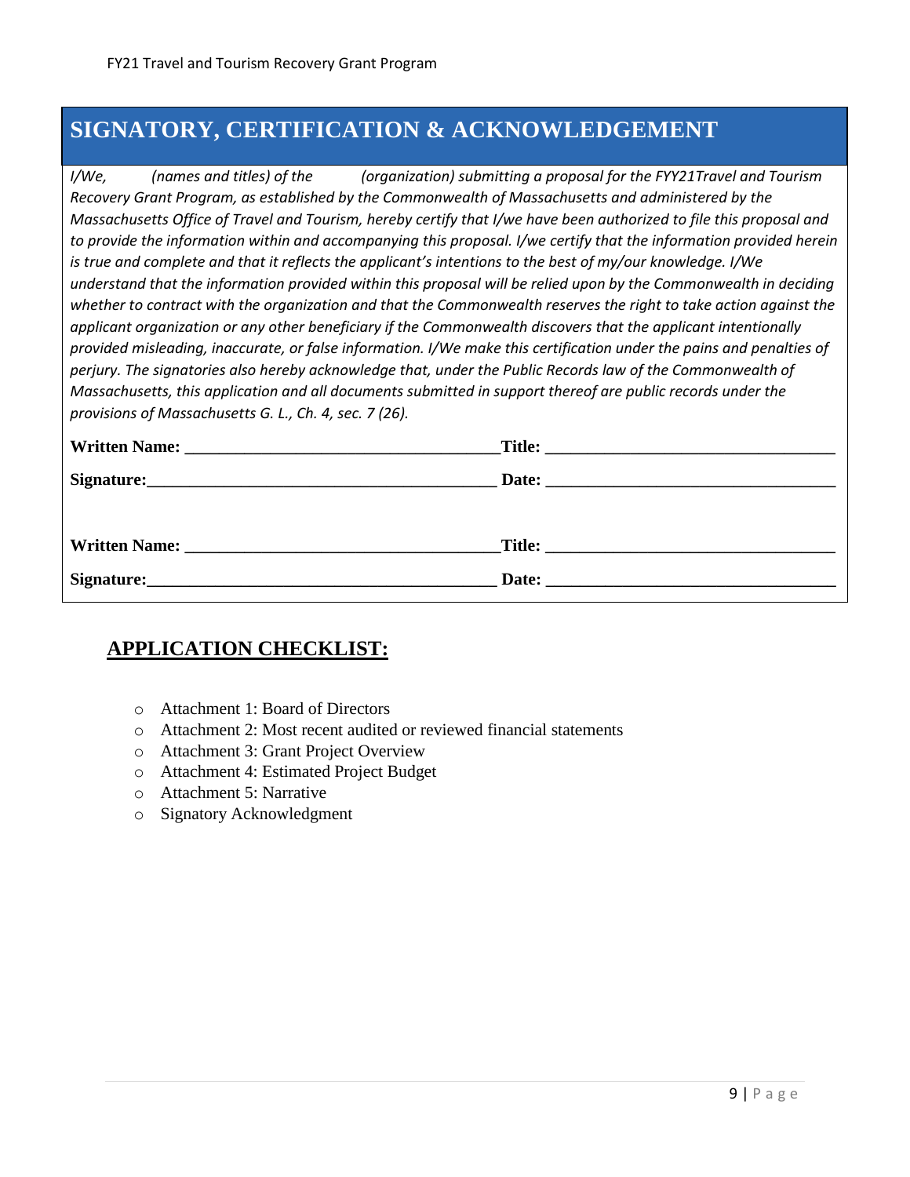## SIGNATORY, CERTIFICATION & ACKNOWLEDGEMENT

*I/We, (names and titles) of the (organization) submitting a proposal for the FYY21Travel and Tourism Recovery Grant Program, as established by the Commonwealth of Massachusetts and administered by the Massachusetts Office of Travel and Tourism, hereby certify that I/we have been authorized to file this proposal and to provide the information within and accompanying this proposal. I/we certify that the information provided herein is true and complete and that it reflects the applicant's intentions to the best of my/our knowledge. I/We understand that the information provided within this proposal will be relied upon by the Commonwealth in deciding whether to contract with the organization and that the Commonwealth reserves the right to take action against the applicant organization or any other beneficiary if the Commonwealth discovers that the applicant intentionally provided misleading, inaccurate, or false information. I/We make this certification under the pains and penalties of perjury. The signatories also hereby acknowledge that, under the Public Records law of the Commonwealth of Massachusetts, this application and all documents submitted in support thereof are public records under the provisions of Massachusetts G. L., Ch. 4, sec. 7 (26).*

**Written Name:** ____________________________________ **Title:** _________________________________

**Signature:** ________________________________________ **Date:** _________________________________

**Written Name:** ____________________________________ **Title:** _________________________________

**Signature:** ________________________________________ **Date:** _________________________________

## APPLICATION CHECKLIST:

- Attachment 1: Board of Directors
- Attachment 2: Most recent audited or reviewed financial statements
- Attachment 3: Grant Project Overview
- Attachment 4: Estimated Project Budget
- Attachment 5: Narrative
- Signatory Acknowledgment